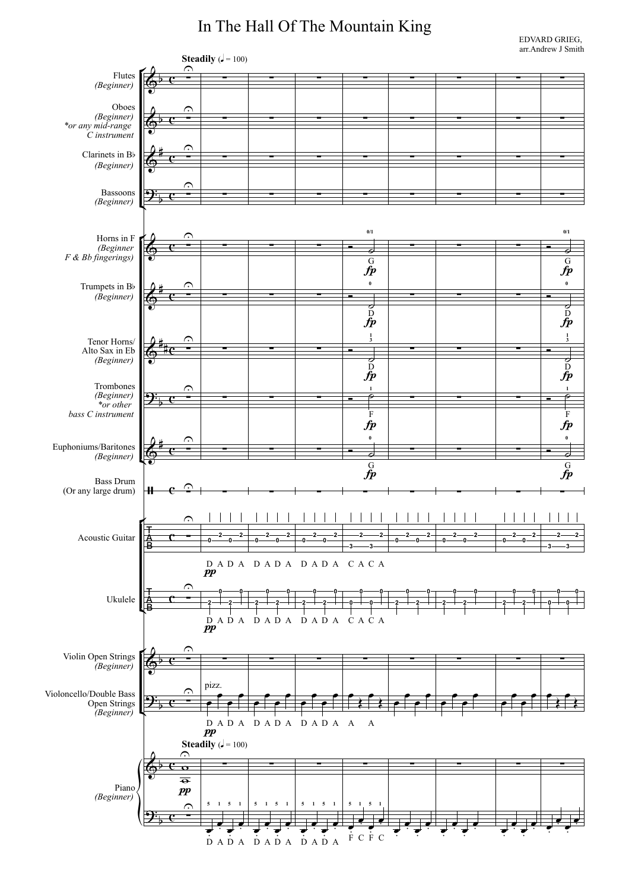# In The Hall Of The Mountain King

EDVARD GRIEG,
arr.Andrew J Smith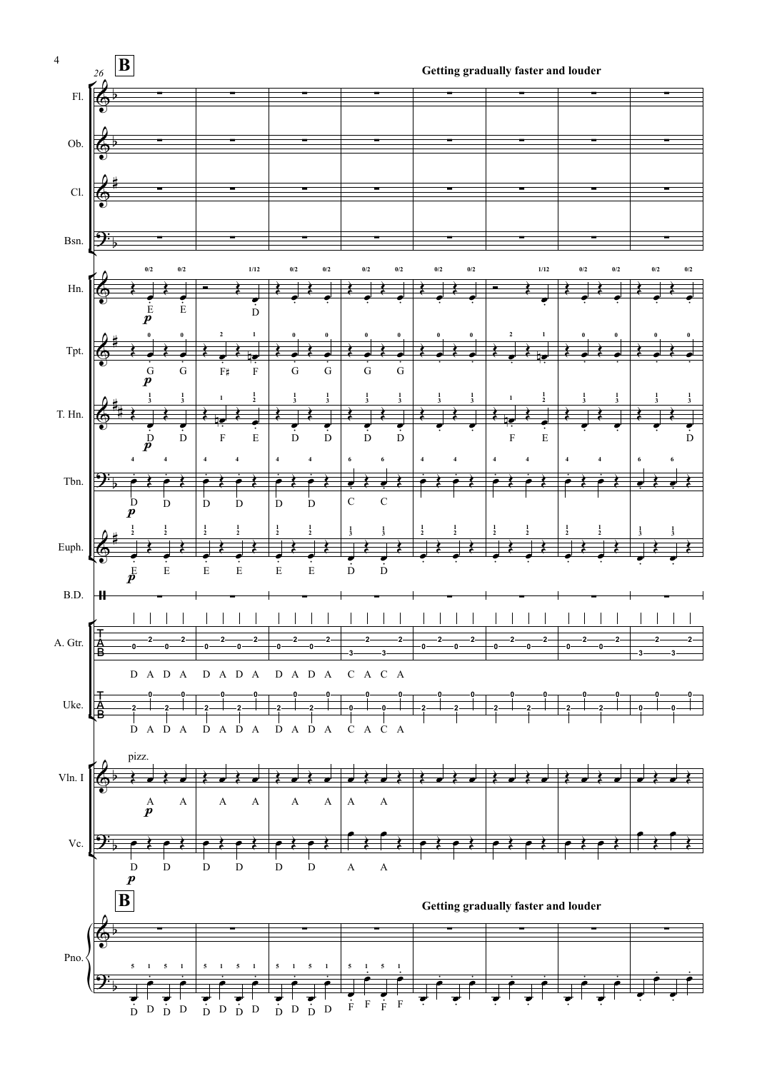**B**

26

**Getting gradually faster and louder**

Fl.

Ob.

Cl.

Bsn.

Hn.

Tpt.

T. Hn.

Tbn.

Euph.

B.D.

A. Gtr.

D A D A D A D A D A D A C A C A

Uke.

D A D A D A D A D A D A C A C A

pizz.

Vln. I

Vc.

**B**

**Getting gradually faster and louder**

Pno.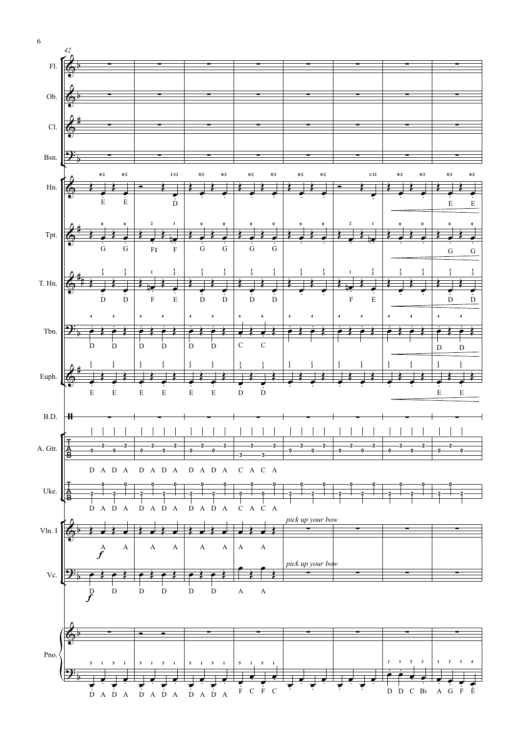42

Fl.

Ob.

Cl.

Bsn.

Hn.

Tpt.

T. Hn.

Tbn.

Euph.

B.D.

A. Gtr.

Uke.

Vln. I

*pick up your bow*

Vc.

*pick up your bow*

Pno.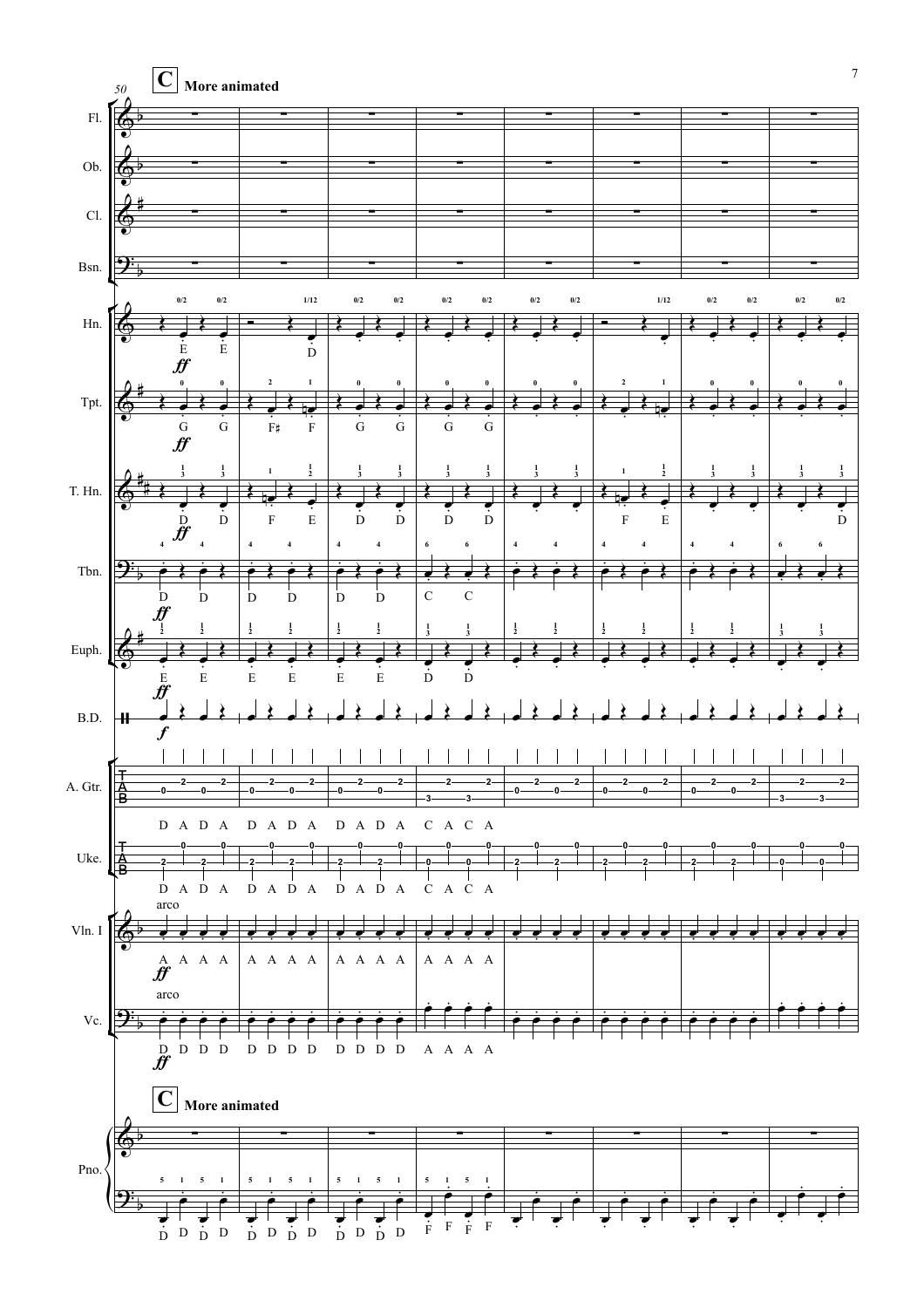**C** **More animated**